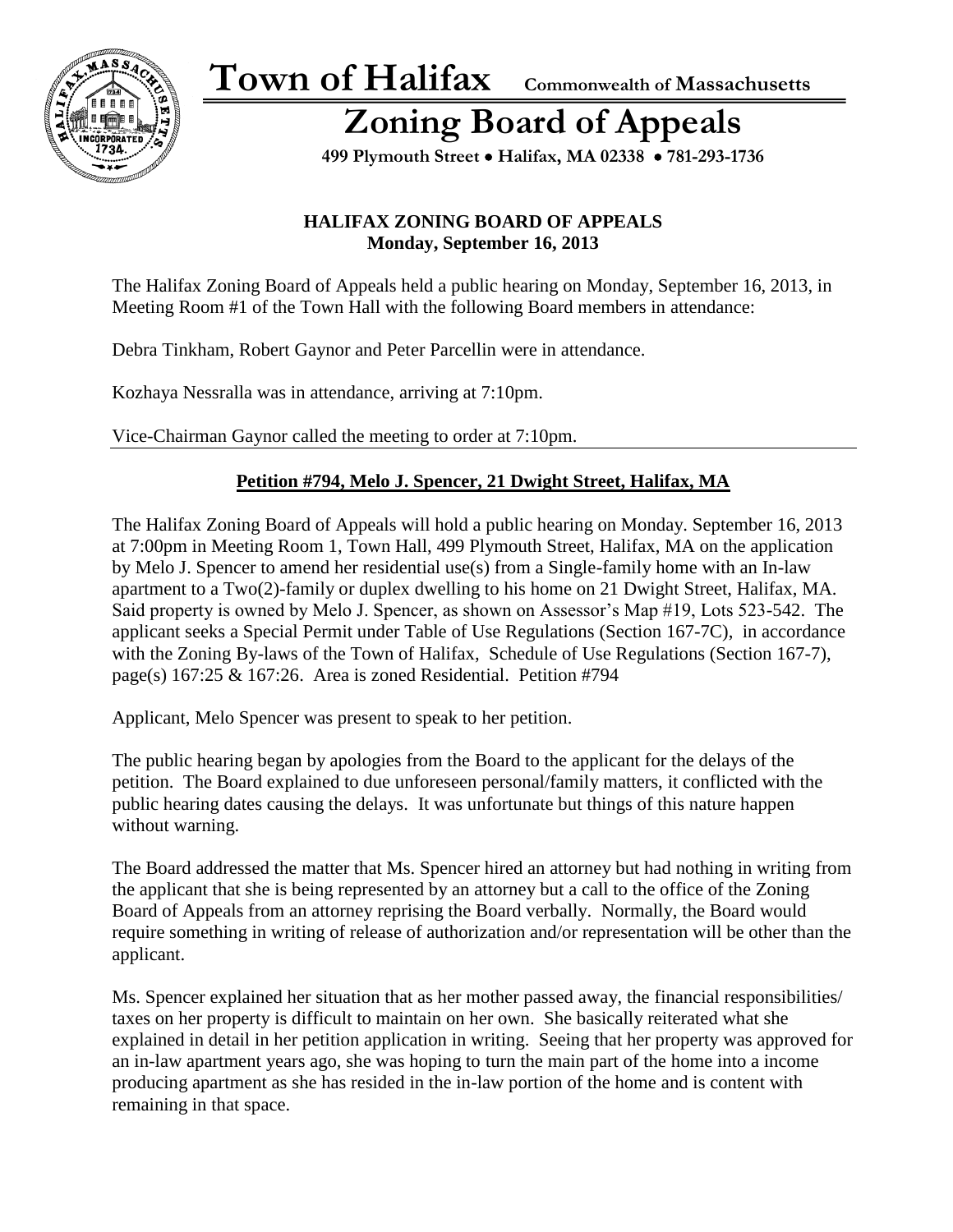# Town of Halifax

Commonwealth of Massachusetts

## Zoning Board of Appeals

**499 Plymouth Street • Halifax, MA 02338 • 781-293-1736**

**HALIFAX ZONING BOARD OF APPEALS**
**Monday, September 16, 2013**

The Halifax Zoning Board of Appeals held a public hearing on Monday, September 16, 2013, in Meeting Room #1 of the Town Hall with the following Board members in attendance:

Debra Tinkham, Robert Gaynor and Peter Parcellin were in attendance.

Kozhaya Nessralla was in attendance, arriving at 7:10pm.

Vice-Chairman Gaynor called the meeting to order at 7:10pm.

---

**Petition #794, Melo J. Spencer, 21 Dwight Street, Halifax, MA**

The Halifax Zoning Board of Appeals will hold a public hearing on Monday. September 16, 2013 at 7:00pm in Meeting Room 1, Town Hall, 499 Plymouth Street, Halifax, MA on the application by Melo J. Spencer to amend her residential use(s) from a Single-family home with an In-law apartment to a Two(2)-family or duplex dwelling to his home on 21 Dwight Street, Halifax, MA. Said property is owned by Melo J. Spencer, as shown on Assessor's Map #19, Lots 523-542. The applicant seeks a Special Permit under Table of Use Regulations (Section 167-7C), in accordance with the Zoning By-laws of the Town of Halifax, Schedule of Use Regulations (Section 167-7), page(s) 167:25 & 167:26. Area is zoned Residential. Petition #794

Applicant, Melo Spencer was present to speak to her petition.

The public hearing began by apologies from the Board to the applicant for the delays of the petition. The Board explained to due unforeseen personal/family matters, it conflicted with the public hearing dates causing the delays. It was unfortunate but things of this nature happen without warning.

The Board addressed the matter that Ms. Spencer hired an attorney but had nothing in writing from the applicant that she is being represented by an attorney but a call to the office of the Zoning Board of Appeals from an attorney reprising the Board verbally. Normally, the Board would require something in writing of release of authorization and/or representation will be other than the applicant.

Ms. Spencer explained her situation that as her mother passed away, the financial responsibilities/ taxes on her property is difficult to maintain on her own. She basically reiterated what she explained in detail in her petition application in writing. Seeing that her property was approved for an in-law apartment years ago, she was hoping to turn the main part of the home into a income producing apartment as she has resided in the in-law portion of the home and is content with remaining in that space.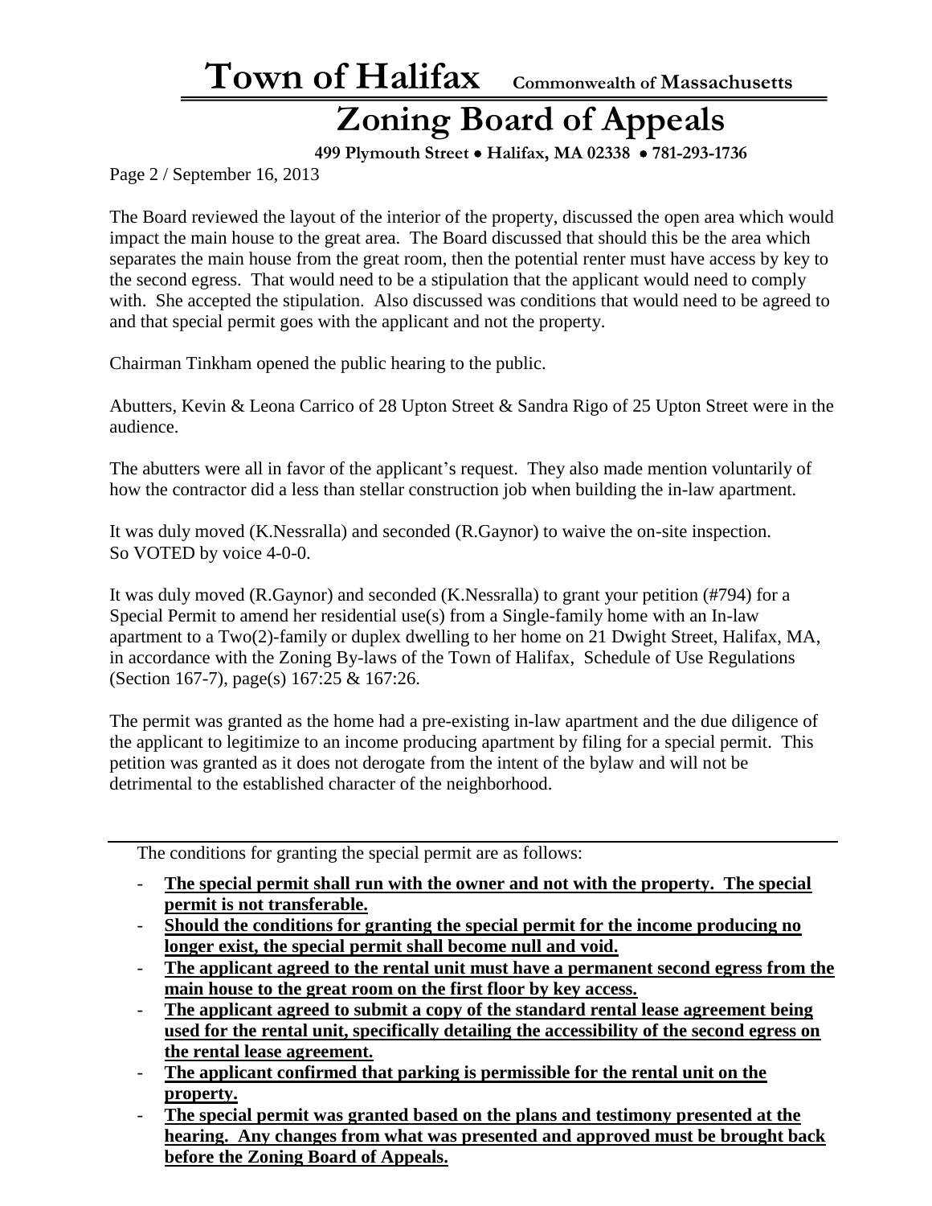Page 2 / September 16, 2013

The Board reviewed the layout of the interior of the property, discussed the open area which would impact the main house to the great area. The Board discussed that should this be the area which separates the main house from the great room, then the potential renter must have access by key to the second egress. That would need to be a stipulation that the applicant would need to comply with. She accepted the stipulation. Also discussed was conditions that would need to be agreed to and that special permit goes with the applicant and not the property.

Chairman Tinkham opened the public hearing to the public.

Abutters, Kevin & Leona Carrico of 28 Upton Street & Sandra Rigo of 25 Upton Street were in the audience.

The abutters were all in favor of the applicant's request. They also made mention voluntarily of how the contractor did a less than stellar construction job when building the in-law apartment.

It was duly moved (K.Nessralla) and seconded (R.Gaynor) to waive the on-site inspection.
So VOTED by voice 4-0-0.

It was duly moved (R.Gaynor) and seconded (K.Nessralla) to grant your petition (#794) for a Special Permit to amend her residential use(s) from a Single-family home with an In-law apartment to a Two(2)-family or duplex dwelling to her home on 21 Dwight Street, Halifax, MA, in accordance with the Zoning By-laws of the Town of Halifax, Schedule of Use Regulations (Section 167-7), page(s) 167:25 & 167:26.

The permit was granted as the home had a pre-existing in-law apartment and the due diligence of the applicant to legitimize to an income producing apartment by filing for a special permit. This petition was granted as it does not derogate from the intent of the bylaw and will not be detrimental to the established character of the neighborhood.

---

The conditions for granting the special permit are as follows:

- **The special permit shall run with the owner and not with the property. The special permit is not transferable.**
- **Should the conditions for granting the special permit for the income producing no longer exist, the special permit shall become null and void.**
- **The applicant agreed to the rental unit must have a permanent second egress from the main house to the great room on the first floor by key access.**
- **The applicant agreed to submit a copy of the standard rental lease agreement being used for the rental unit, specifically detailing the accessibility of the second egress on the rental lease agreement.**
- **The applicant confirmed that parking is permissible for the rental unit on the property.**
- **The special permit was granted based on the plans and testimony presented at the hearing. Any changes from what was presented and approved must be brought back before the Zoning Board of Appeals.**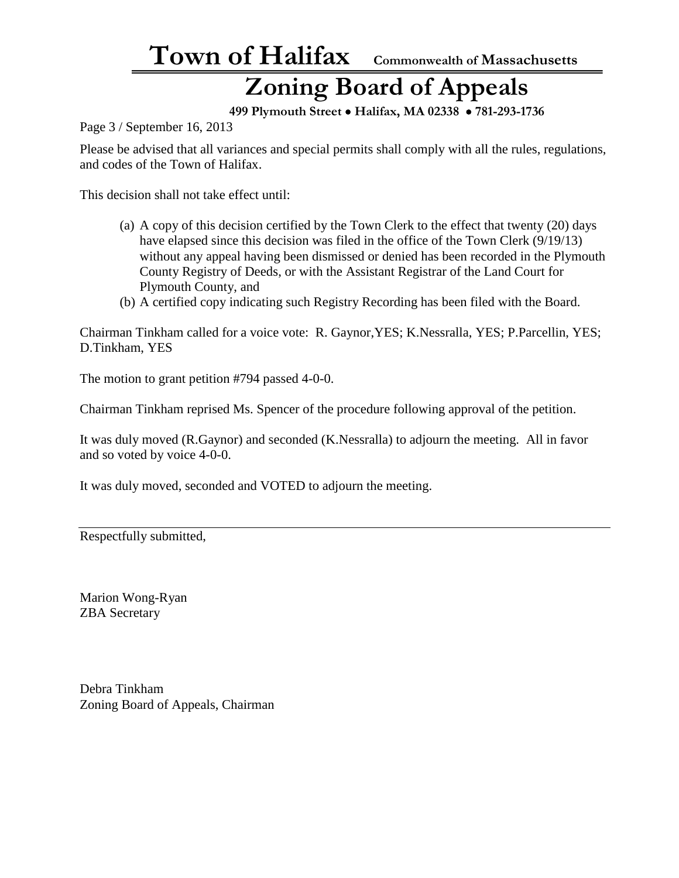Please be advised that all variances and special permits shall comply with all the rules, regulations, and codes of the Town of Halifax.

This decision shall not take effect until:

(a) A copy of this decision certified by the Town Clerk to the effect that twenty (20) days have elapsed since this decision was filed in the office of the Town Clerk (9/19/13) without any appeal having been dismissed or denied has been recorded in the Plymouth County Registry of Deeds, or with the Assistant Registrar of the Land Court for Plymouth County, and

(b) A certified copy indicating such Registry Recording has been filed with the Board.

Chairman Tinkham called for a voice vote: R. Gaynor,YES; K.Nessralla, YES; P.Parcellin, YES; D.Tinkham, YES

The motion to grant petition #794 passed 4-0-0.

Chairman Tinkham reprised Ms. Spencer of the procedure following approval of the petition.

It was duly moved (R.Gaynor) and seconded (K.Nessralla) to adjourn the meeting. All in favor and so voted by voice 4-0-0.

It was duly moved, seconded and VOTED to adjourn the meeting.

---

Respectfully submitted,

Marion Wong-Ryan
ZBA Secretary

Debra Tinkham
Zoning Board of Appeals, Chairman